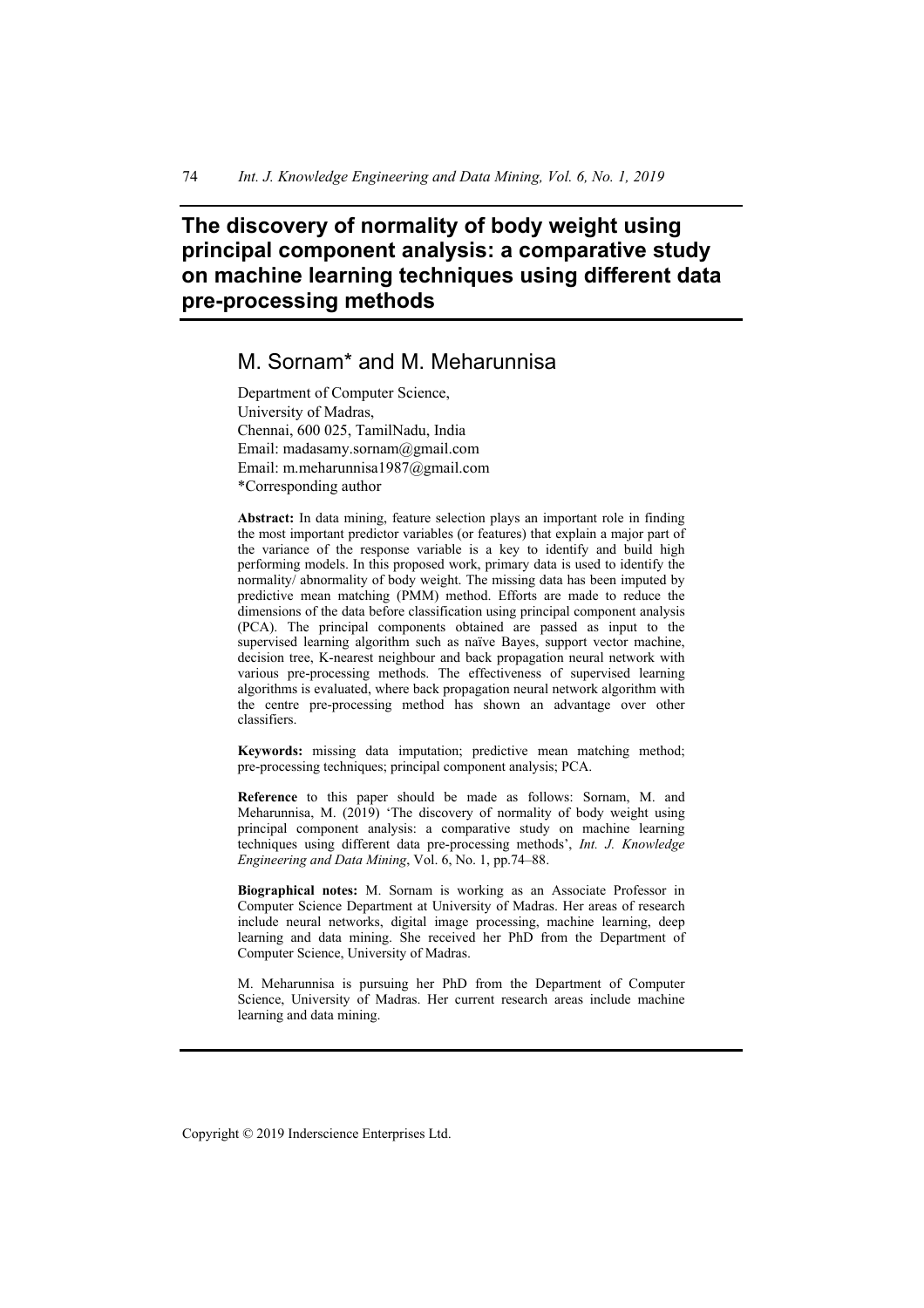# The discovery of normality of body weight using principal component analysis: a comparative study on machine learning techniques using different data pre-processing methods

## M. Sornam* and M. Meharunnisa

Department of Computer Science,
University of Madras,
Chennai, 600 025, TamilNadu, India
Email: madasamy.sornam@gmail.com
Email: m.meharunnisa1987@gmail.com
*Corresponding author

**Abstract:** In data mining, feature selection plays an important role in finding the most important predictor variables (or features) that explain a major part of the variance of the response variable is a key to identify and build high performing models. In this proposed work, primary data is used to identify the normality/ abnormality of body weight. The missing data has been imputed by predictive mean matching (PMM) method. Efforts are made to reduce the dimensions of the data before classification using principal component analysis (PCA). The principal components obtained are passed as input to the supervised learning algorithm such as naïve Bayes, support vector machine, decision tree, K-nearest neighbour and back propagation neural network with various pre-processing methods. The effectiveness of supervised learning algorithms is evaluated, where back propagation neural network algorithm with the centre pre-processing method has shown an advantage over other classifiers.

**Keywords:** missing data imputation; predictive mean matching method; pre-processing techniques; principal component analysis; PCA.

**Reference** to this paper should be made as follows: Sornam, M. and Meharunnisa, M. (2019) 'The discovery of normality of body weight using principal component analysis: a comparative study on machine learning techniques using different data pre-processing methods', *Int. J. Knowledge Engineering and Data Mining*, Vol. 6, No. 1, pp.74–88.

**Biographical notes:** M. Sornam is working as an Associate Professor in Computer Science Department at University of Madras. Her areas of research include neural networks, digital image processing, machine learning, deep learning and data mining. She received her PhD from the Department of Computer Science, University of Madras.

M. Meharunnisa is pursuing her PhD from the Department of Computer Science, University of Madras. Her current research areas include machine learning and data mining.

Copyright © 2019 Inderscience Enterprises Ltd.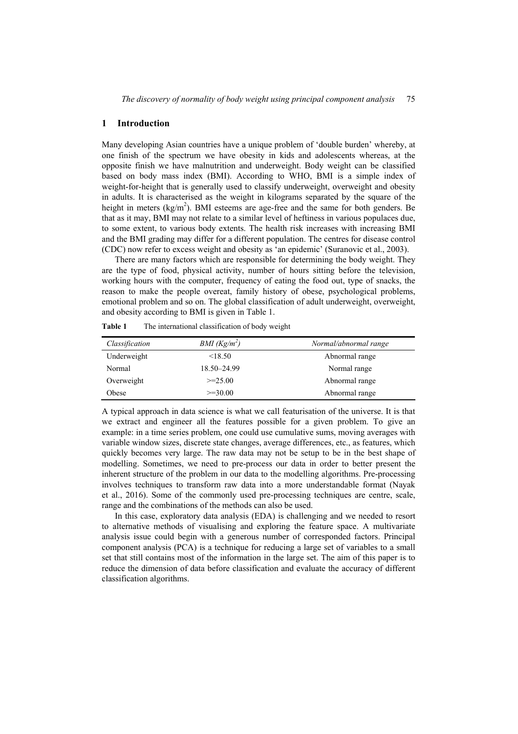## 1 Introduction

Many developing Asian countries have a unique problem of 'double burden' whereby, at one finish of the spectrum we have obesity in kids and adolescents whereas, at the opposite finish we have malnutrition and underweight. Body weight can be classified based on body mass index (BMI). According to WHO, BMI is a simple index of weight-for-height that is generally used to classify underweight, overweight and obesity in adults. It is characterised as the weight in kilograms separated by the square of the height in meters ($kg/m^2$). BMI esteems are age-free and the same for both genders. Be that as it may, BMI may not relate to a similar level of heftiness in various populaces due, to some extent, to various body extents. The health risk increases with increasing BMI and the BMI grading may differ for a different population. The centres for disease control (CDC) now refer to excess weight and obesity as 'an epidemic' (Suranovic et al., 2003).

There are many factors which are responsible for determining the body weight. They are the type of food, physical activity, number of hours sitting before the television, working hours with the computer, frequency of eating the food out, type of snacks, the reason to make the people overeat, family history of obese, psychological problems, emotional problem and so on. The global classification of adult underweight, overweight, and obesity according to BMI is given in Table 1.

**Table 1** The international classification of body weight

| *Classification* | *BMI ($Kg/m^2$)* | *Normal/abnormal range* |
|---|---|---|
| Underweight | <18.50 | Abnormal range |
| Normal | 18.50–24.99 | Normal range |
| Overweight | >=25.00 | Abnormal range |
| Obese | >=30.00 | Abnormal range |

A typical approach in data science is what we call featurisation of the universe. It is that we extract and engineer all the features possible for a given problem. To give an example: in a time series problem, one could use cumulative sums, moving averages with variable window sizes, discrete state changes, average differences, etc., as features, which quickly becomes very large. The raw data may not be setup to be in the best shape of modelling. Sometimes, we need to pre-process our data in order to better present the inherent structure of the problem in our data to the modelling algorithms. Pre-processing involves techniques to transform raw data into a more understandable format (Nayak et al., 2016). Some of the commonly used pre-processing techniques are centre, scale, range and the combinations of the methods can also be used.

In this case, exploratory data analysis (EDA) is challenging and we needed to resort to alternative methods of visualising and exploring the feature space. A multivariate analysis issue could begin with a generous number of corresponded factors. Principal component analysis (PCA) is a technique for reducing a large set of variables to a small set that still contains most of the information in the large set. The aim of this paper is to reduce the dimension of data before classification and evaluate the accuracy of different classification algorithms.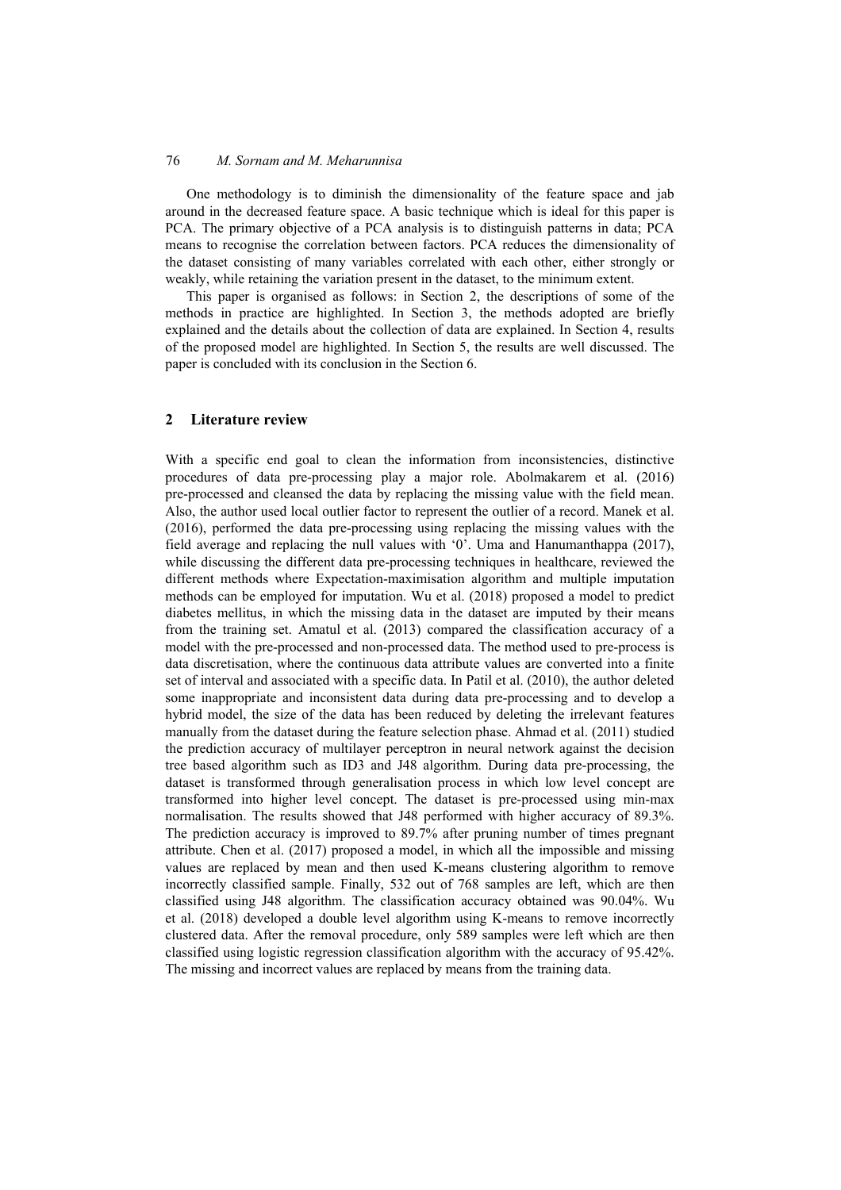One methodology is to diminish the dimensionality of the feature space and jab around in the decreased feature space. A basic technique which is ideal for this paper is PCA. The primary objective of a PCA analysis is to distinguish patterns in data; PCA means to recognise the correlation between factors. PCA reduces the dimensionality of the dataset consisting of many variables correlated with each other, either strongly or weakly, while retaining the variation present in the dataset, to the minimum extent.

This paper is organised as follows: in Section 2, the descriptions of some of the methods in practice are highlighted. In Section 3, the methods adopted are briefly explained and the details about the collection of data are explained. In Section 4, results of the proposed model are highlighted. In Section 5, the results are well discussed. The paper is concluded with its conclusion in the Section 6.

## 2 Literature review

With a specific end goal to clean the information from inconsistencies, distinctive procedures of data pre-processing play a major role. Abolmakarem et al. (2016) pre-processed and cleansed the data by replacing the missing value with the field mean. Also, the author used local outlier factor to represent the outlier of a record. Manek et al. (2016), performed the data pre-processing using replacing the missing values with the field average and replacing the null values with '0'. Uma and Hanumanthappa (2017), while discussing the different data pre-processing techniques in healthcare, reviewed the different methods where Expectation-maximisation algorithm and multiple imputation methods can be employed for imputation. Wu et al. (2018) proposed a model to predict diabetes mellitus, in which the missing data in the dataset are imputed by their means from the training set. Amatul et al. (2013) compared the classification accuracy of a model with the pre-processed and non-processed data. The method used to pre-process is data discretisation, where the continuous data attribute values are converted into a finite set of interval and associated with a specific data. In Patil et al. (2010), the author deleted some inappropriate and inconsistent data during data pre-processing and to develop a hybrid model, the size of the data has been reduced by deleting the irrelevant features manually from the dataset during the feature selection phase. Ahmad et al. (2011) studied the prediction accuracy of multilayer perceptron in neural network against the decision tree based algorithm such as ID3 and J48 algorithm. During data pre-processing, the dataset is transformed through generalisation process in which low level concept are transformed into higher level concept. The dataset is pre-processed using min-max normalisation. The results showed that J48 performed with higher accuracy of 89.3%. The prediction accuracy is improved to 89.7% after pruning number of times pregnant attribute. Chen et al. (2017) proposed a model, in which all the impossible and missing values are replaced by mean and then used K-means clustering algorithm to remove incorrectly classified sample. Finally, 532 out of 768 samples are left, which are then classified using J48 algorithm. The classification accuracy obtained was 90.04%. Wu et al. (2018) developed a double level algorithm using K-means to remove incorrectly clustered data. After the removal procedure, only 589 samples were left which are then classified using logistic regression classification algorithm with the accuracy of 95.42%. The missing and incorrect values are replaced by means from the training data.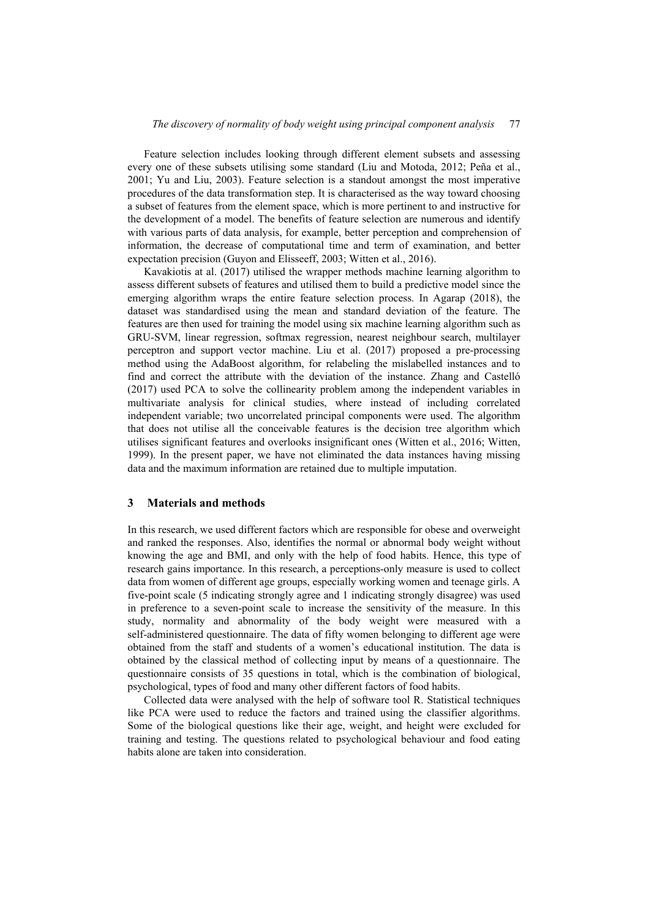Feature selection includes looking through different element subsets and assessing every one of these subsets utilising some standard (Liu and Motoda, 2012; Peña et al., 2001; Yu and Liu, 2003). Feature selection is a standout amongst the most imperative procedures of the data transformation step. It is characterised as the way toward choosing a subset of features from the element space, which is more pertinent to and instructive for the development of a model. The benefits of feature selection are numerous and identify with various parts of data analysis, for example, better perception and comprehension of information, the decrease of computational time and term of examination, and better expectation precision (Guyon and Elisseeff, 2003; Witten et al., 2016).

Kavakiotis at al. (2017) utilised the wrapper methods machine learning algorithm to assess different subsets of features and utilised them to build a predictive model since the emerging algorithm wraps the entire feature selection process. In Agarap (2018), the dataset was standardised using the mean and standard deviation of the feature. The features are then used for training the model using six machine learning algorithm such as GRU-SVM, linear regression, softmax regression, nearest neighbour search, multilayer perceptron and support vector machine. Liu et al. (2017) proposed a pre-processing method using the AdaBoost algorithm, for relabeling the mislabelled instances and to find and correct the attribute with the deviation of the instance. Zhang and Castelló (2017) used PCA to solve the collinearity problem among the independent variables in multivariate analysis for clinical studies, where instead of including correlated independent variable; two uncorrelated principal components were used. The algorithm that does not utilise all the conceivable features is the decision tree algorithm which utilises significant features and overlooks insignificant ones (Witten et al., 2016; Witten, 1999). In the present paper, we have not eliminated the data instances having missing data and the maximum information are retained due to multiple imputation.

## 3 Materials and methods

In this research, we used different factors which are responsible for obese and overweight and ranked the responses. Also, identifies the normal or abnormal body weight without knowing the age and BMI, and only with the help of food habits. Hence, this type of research gains importance. In this research, a perceptions-only measure is used to collect data from women of different age groups, especially working women and teenage girls. A five-point scale (5 indicating strongly agree and 1 indicating strongly disagree) was used in preference to a seven-point scale to increase the sensitivity of the measure. In this study, normality and abnormality of the body weight were measured with a self-administered questionnaire. The data of fifty women belonging to different age were obtained from the staff and students of a women's educational institution. The data is obtained by the classical method of collecting input by means of a questionnaire. The questionnaire consists of 35 questions in total, which is the combination of biological, psychological, types of food and many other different factors of food habits.

Collected data were analysed with the help of software tool R. Statistical techniques like PCA were used to reduce the factors and trained using the classifier algorithms. Some of the biological questions like their age, weight, and height were excluded for training and testing. The questions related to psychological behaviour and food eating habits alone are taken into consideration.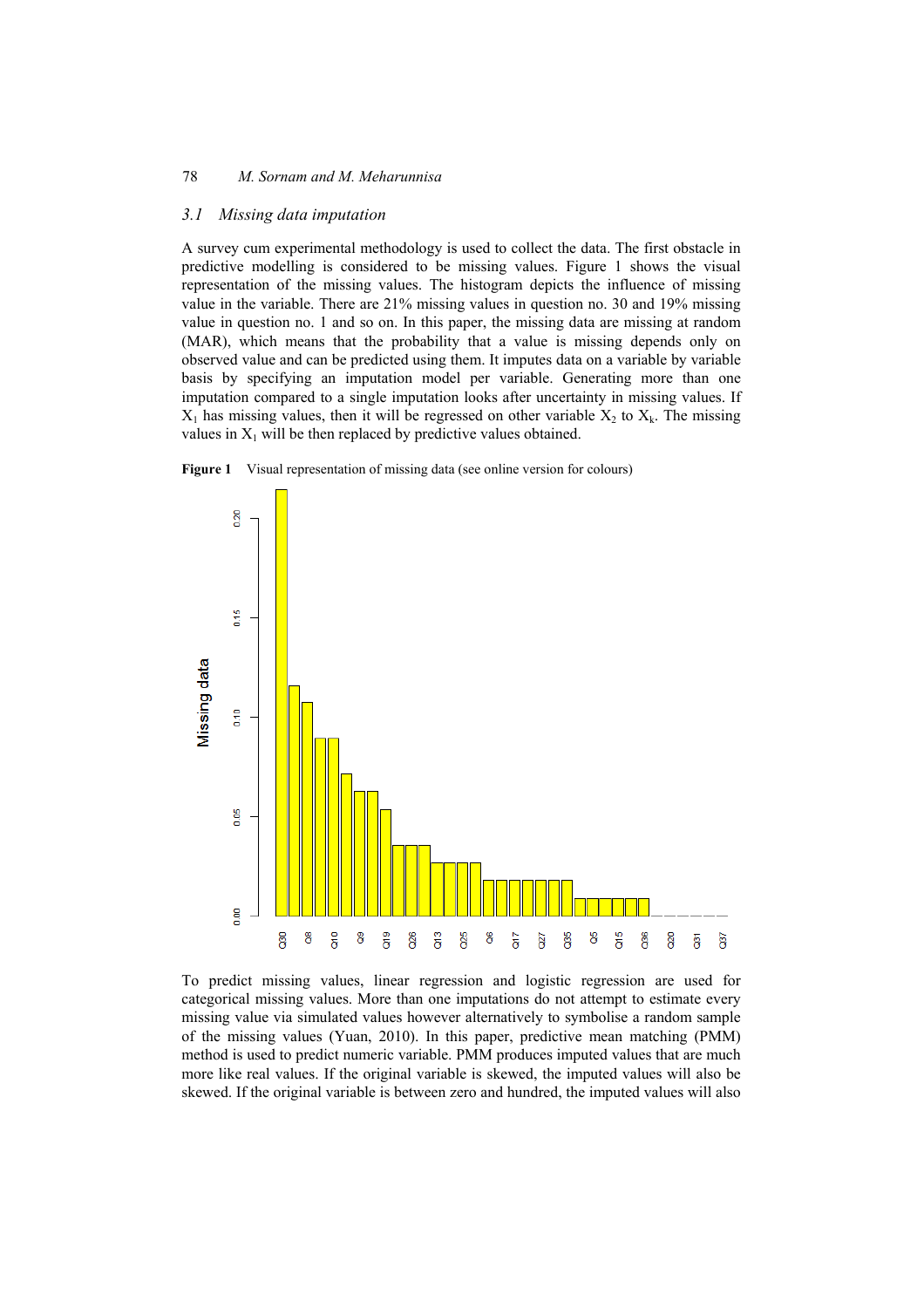### 3.1 Missing data imputation

A survey cum experimental methodology is used to collect the data. The first obstacle in predictive modelling is considered to be missing values. Figure 1 shows the visual representation of the missing values. The histogram depicts the influence of missing value in the variable. There are 21% missing values in question no. 30 and 19% missing value in question no. 1 and so on. In this paper, the missing data are missing at random (MAR), which means that the probability that a value is missing depends only on observed value and can be predicted using them. It imputes data on a variable by variable basis by specifying an imputation model per variable. Generating more than one imputation compared to a single imputation looks after uncertainty in missing values. If $X_1$ has missing values, then it will be regressed on other variable $X_2$ to $X_k$. The missing values in $X_1$ will be then replaced by predictive values obtained.

**Figure 1** Visual representation of missing data (see online version for colours)

To predict missing values, linear regression and logistic regression are used for categorical missing values. More than one imputations do not attempt to estimate every missing value via simulated values however alternatively to symbolise a random sample of the missing values (Yuan, 2010). In this paper, predictive mean matching (PMM) method is used to predict numeric variable. PMM produces imputed values that are much more like real values. If the original variable is skewed, the imputed values will also be skewed. If the original variable is between zero and hundred, the imputed values will also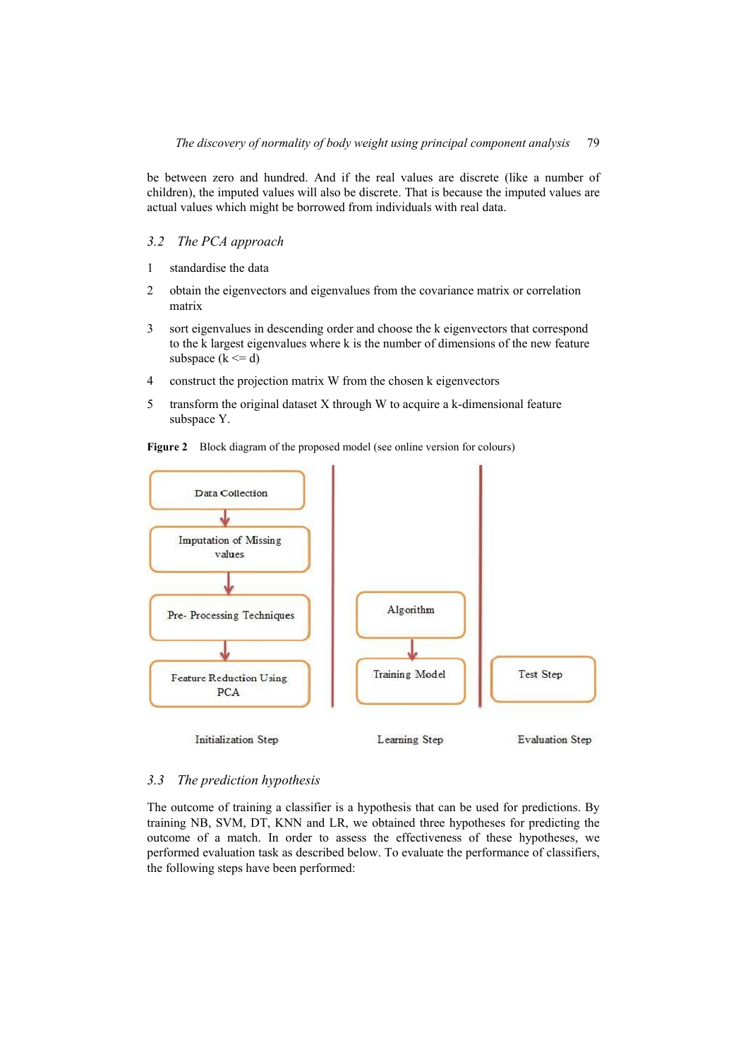be between zero and hundred. And if the real values are discrete (like a number of children), the imputed values will also be discrete. That is because the imputed values are actual values which might be borrowed from individuals with real data.

### 3.2 The PCA approach

1. standardise the data
2. obtain the eigenvectors and eigenvalues from the covariance matrix or correlation matrix
3. sort eigenvalues in descending order and choose the k eigenvectors that correspond to the k largest eigenvalues where k is the number of dimensions of the new feature subspace (k <= d)
4. construct the projection matrix W from the chosen k eigenvectors
5. transform the original dataset X through W to acquire a k-dimensional feature subspace Y.

**Figure 2** Block diagram of the proposed model (see online version for colours)

Data Collection → Imputation of Missing values → Pre- Processing Techniques → Feature Reduction Using PCA

Initialization Step

Algorithm → Training Model

Learning Step

Test Step

Evaluation Step

### 3.3 The prediction hypothesis

The outcome of training a classifier is a hypothesis that can be used for predictions. By training NB, SVM, DT, KNN and LR, we obtained three hypotheses for predicting the outcome of a match. In order to assess the effectiveness of these hypotheses, we performed evaluation task as described below. To evaluate the performance of classifiers, the following steps have been performed: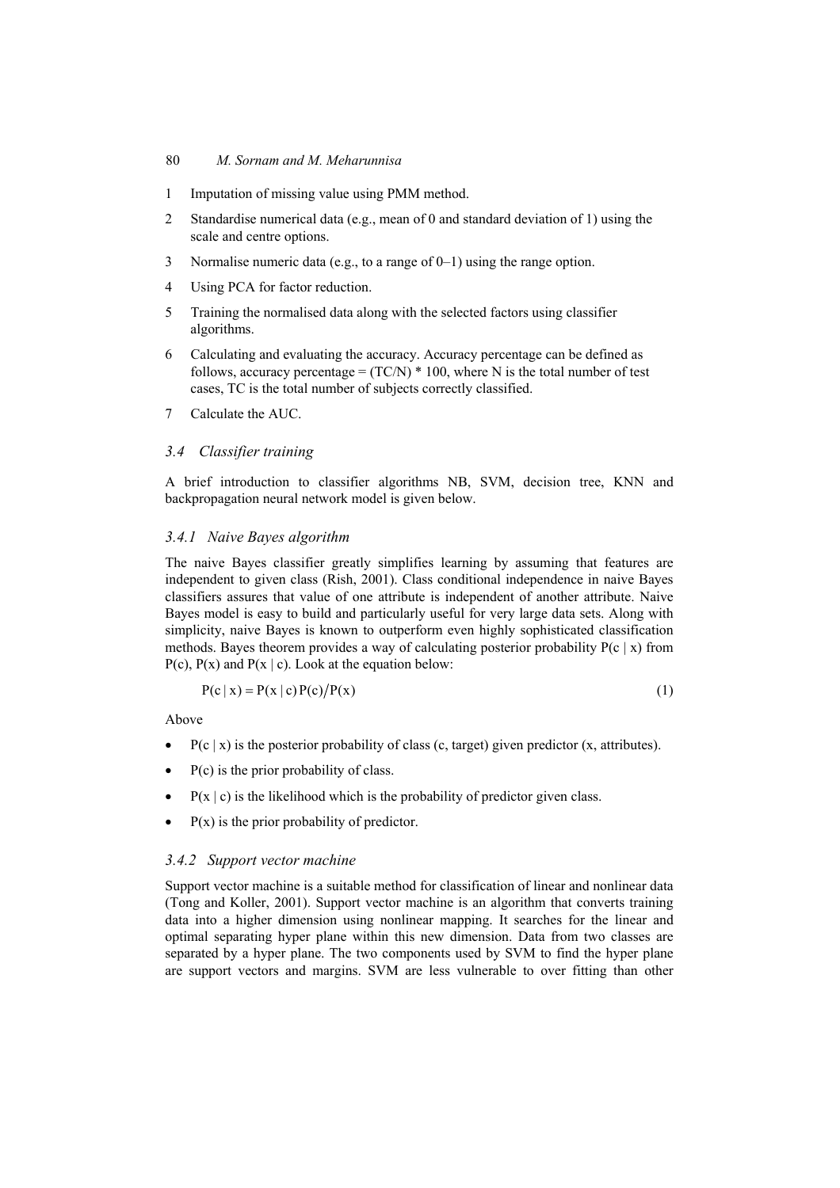1. Imputation of missing value using PMM method.
2. Standardise numerical data (e.g., mean of 0 and standard deviation of 1) using the scale and centre options.
3. Normalise numeric data (e.g., to a range of 0–1) using the range option.
4. Using PCA for factor reduction.
5. Training the normalised data along with the selected factors using classifier algorithms.
6. Calculating and evaluating the accuracy. Accuracy percentage can be defined as follows, accuracy percentage = (TC/N) * 100, where N is the total number of test cases, TC is the total number of subjects correctly classified.
7. Calculate the AUC.

### *3.4 Classifier training*

A brief introduction to classifier algorithms NB, SVM, decision tree, KNN and backpropagation neural network model is given below.

#### *3.4.1 Naive Bayes algorithm*

The naive Bayes classifier greatly simplifies learning by assuming that features are independent to given class (Rish, 2001). Class conditional independence in naive Bayes classifiers assures that value of one attribute is independent of another attribute. Naive Bayes model is easy to build and particularly useful for very large data sets. Along with simplicity, naive Bayes is known to outperform even highly sophisticated classification methods. Bayes theorem provides a way of calculating posterior probability $P(c \mid x)$ from $P(c)$, $P(x)$ and $P(x \mid c)$. Look at the equation below:

$$P(c \mid x) = P(x \mid c)P(c)/P(x) \tag{1}$$

Above

- $P(c \mid x)$ is the posterior probability of class (c, target) given predictor (x, attributes).
- $P(c)$ is the prior probability of class.
- $P(x \mid c)$ is the likelihood which is the probability of predictor given class.
- $P(x)$ is the prior probability of predictor.

#### *3.4.2 Support vector machine*

Support vector machine is a suitable method for classification of linear and nonlinear data (Tong and Koller, 2001). Support vector machine is an algorithm that converts training data into a higher dimension using nonlinear mapping. It searches for the linear and optimal separating hyper plane within this new dimension. Data from two classes are separated by a hyper plane. The two components used by SVM to find the hyper plane are support vectors and margins. SVM are less vulnerable to over fitting than other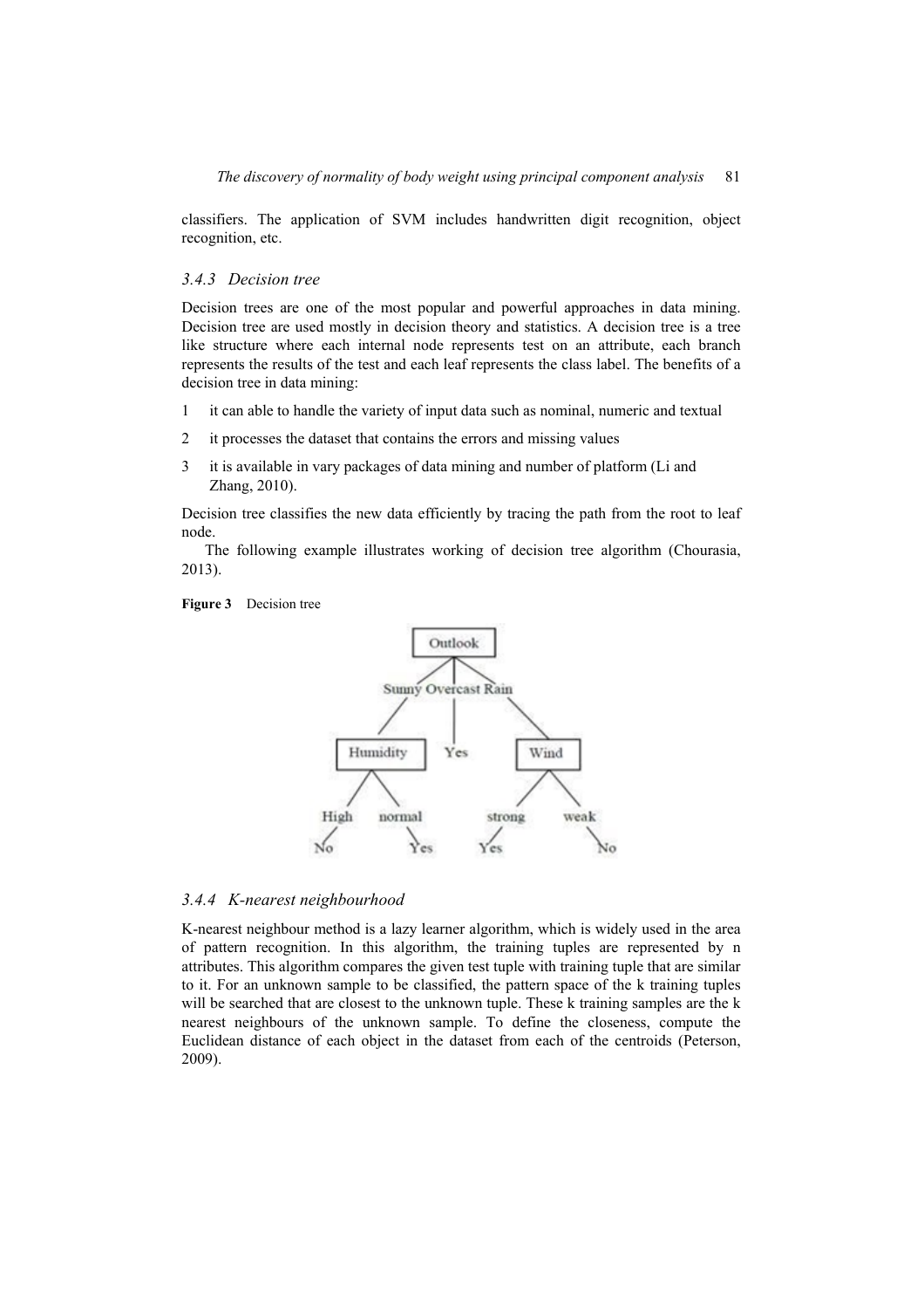classifiers. The application of SVM includes handwritten digit recognition, object recognition, etc.

### 3.4.3 Decision tree

Decision trees are one of the most popular and powerful approaches in data mining. Decision tree are used mostly in decision theory and statistics. A decision tree is a tree like structure where each internal node represents test on an attribute, each branch represents the results of the test and each leaf represents the class label. The benefits of a decision tree in data mining:

1. it can able to handle the variety of input data such as nominal, numeric and textual
2. it processes the dataset that contains the errors and missing values
3. it is available in vary packages of data mining and number of platform (Li and Zhang, 2010).

Decision tree classifies the new data efficiently by tracing the path from the root to leaf node.

The following example illustrates working of decision tree algorithm (Chourasia, 2013).

**Figure 3** Decision tree

### 3.4.4 K-nearest neighbourhood

K-nearest neighbour method is a lazy learner algorithm, which is widely used in the area of pattern recognition. In this algorithm, the training tuples are represented by n attributes. This algorithm compares the given test tuple with training tuple that are similar to it. For an unknown sample to be classified, the pattern space of the k training tuples will be searched that are closest to the unknown tuple. These k training samples are the k nearest neighbours of the unknown sample. To define the closeness, compute the Euclidean distance of each object in the dataset from each of the centroids (Peterson, 2009).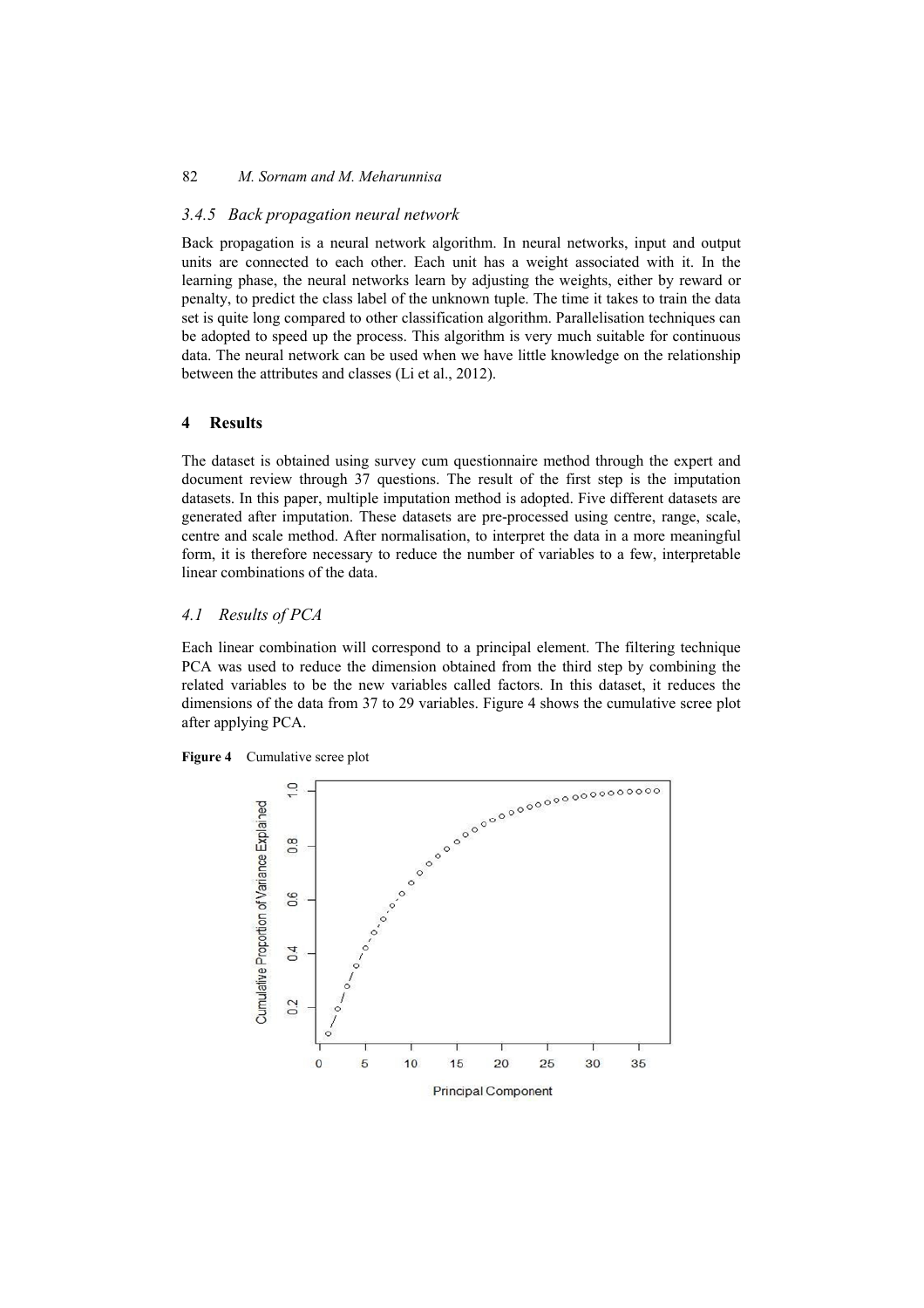### 3.4.5 Back propagation neural network

Back propagation is a neural network algorithm. In neural networks, input and output units are connected to each other. Each unit has a weight associated with it. In the learning phase, the neural networks learn by adjusting the weights, either by reward or penalty, to predict the class label of the unknown tuple. The time it takes to train the data set is quite long compared to other classification algorithm. Parallelisation techniques can be adopted to speed up the process. This algorithm is very much suitable for continuous data. The neural network can be used when we have little knowledge on the relationship between the attributes and classes (Li et al., 2012).

## 4 Results

The dataset is obtained using survey cum questionnaire method through the expert and document review through 37 questions. The result of the first step is the imputation datasets. In this paper, multiple imputation method is adopted. Five different datasets are generated after imputation. These datasets are pre-processed using centre, range, scale, centre and scale method. After normalisation, to interpret the data in a more meaningful form, it is therefore necessary to reduce the number of variables to a few, interpretable linear combinations of the data.

### 4.1 Results of PCA

Each linear combination will correspond to a principal element. The filtering technique PCA was used to reduce the dimension obtained from the third step by combining the related variables to be the new variables called factors. In this dataset, it reduces the dimensions of the data from 37 to 29 variables. Figure 4 shows the cumulative scree plot after applying PCA.

**Figure 4** Cumulative scree plot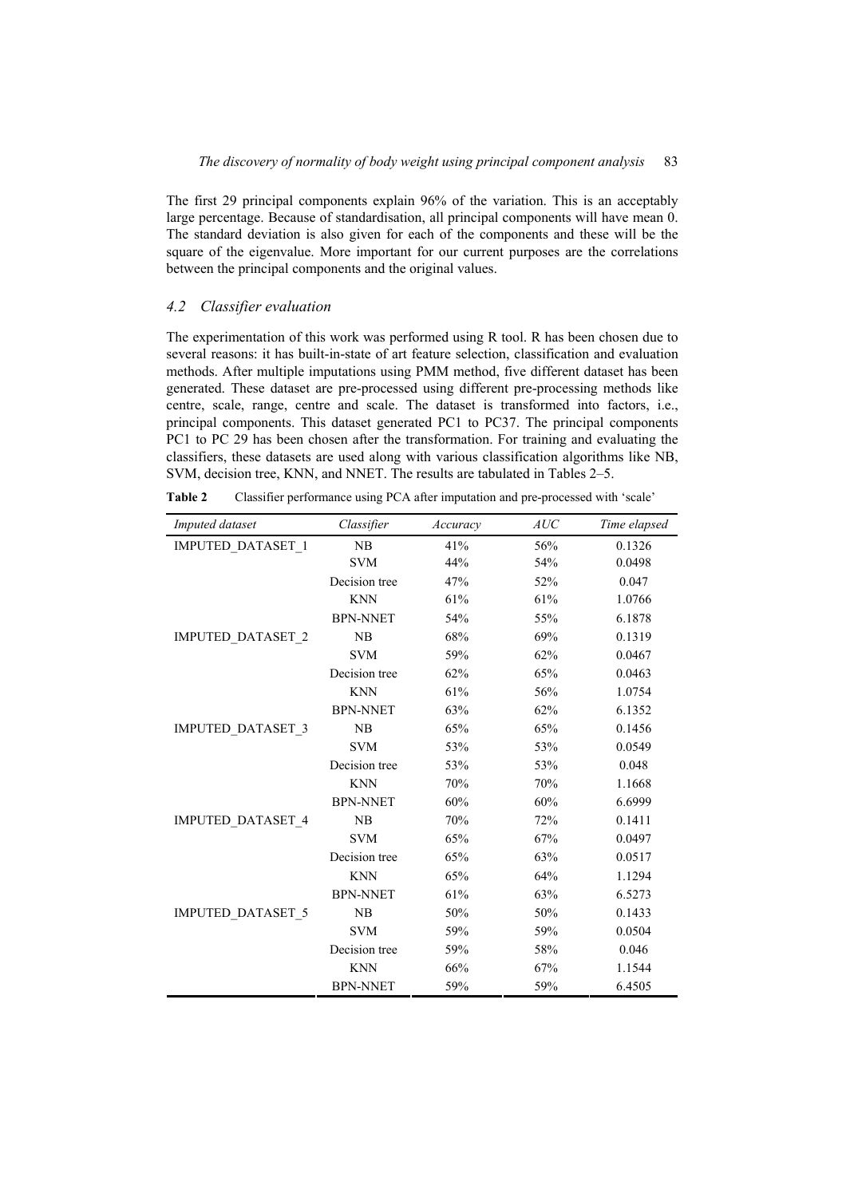The first 29 principal components explain 96% of the variation. This is an acceptably large percentage. Because of standardisation, all principal components will have mean 0. The standard deviation is also given for each of the components and these will be the square of the eigenvalue. More important for our current purposes are the correlations between the principal components and the original values.

### *4.2 Classifier evaluation*

The experimentation of this work was performed using R tool. R has been chosen due to several reasons: it has built-in-state of art feature selection, classification and evaluation methods. After multiple imputations using PMM method, five different dataset has been generated. These dataset are pre-processed using different pre-processing methods like centre, scale, range, centre and scale. The dataset is transformed into factors, i.e., principal components. This dataset generated PC1 to PC37. The principal components PC1 to PC 29 has been chosen after the transformation. For training and evaluating the classifiers, these datasets are used along with various classification algorithms like NB, SVM, decision tree, KNN, and NNET. The results are tabulated in Tables 2–5.

**Table 2** Classifier performance using PCA after imputation and pre-processed with 'scale'

| *Imputed dataset* | *Classifier* | *Accuracy* | *AUC* | *Time elapsed* |
|---|---|---|---|---|
| IMPUTED_DATASET_1 | NB | 41% | 56% | 0.1326 |
| | SVM | 44% | 54% | 0.0498 |
| | Decision tree | 47% | 52% | 0.047 |
| | KNN | 61% | 61% | 1.0766 |
| | BPN-NNET | 54% | 55% | 6.1878 |
| IMPUTED_DATASET_2 | NB | 68% | 69% | 0.1319 |
| | SVM | 59% | 62% | 0.0467 |
| | Decision tree | 62% | 65% | 0.0463 |
| | KNN | 61% | 56% | 1.0754 |
| | BPN-NNET | 63% | 62% | 6.1352 |
| IMPUTED_DATASET_3 | NB | 65% | 65% | 0.1456 |
| | SVM | 53% | 53% | 0.0549 |
| | Decision tree | 53% | 53% | 0.048 |
| | KNN | 70% | 70% | 1.1668 |
| | BPN-NNET | 60% | 60% | 6.6999 |
| IMPUTED_DATASET_4 | NB | 70% | 72% | 0.1411 |
| | SVM | 65% | 67% | 0.0497 |
| | Decision tree | 65% | 63% | 0.0517 |
| | KNN | 65% | 64% | 1.1294 |
| | BPN-NNET | 61% | 63% | 6.5273 |
| IMPUTED_DATASET_5 | NB | 50% | 50% | 0.1433 |
| | SVM | 59% | 59% | 0.0504 |
| | Decision tree | 59% | 58% | 0.046 |
| | KNN | 66% | 67% | 1.1544 |
| | BPN-NNET | 59% | 59% | 6.4505 |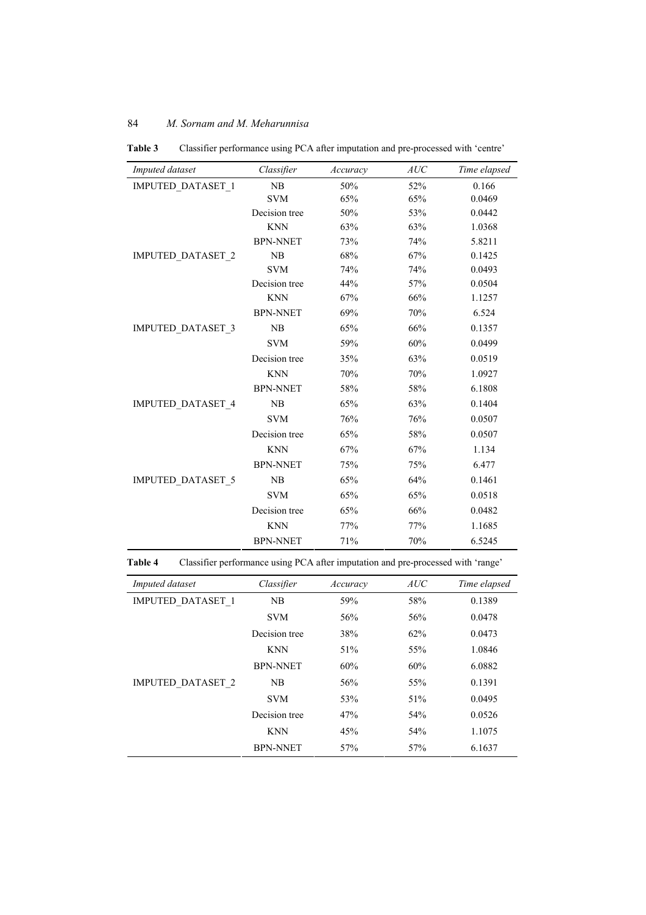**Table 3** Classifier performance using PCA after imputation and pre-processed with 'centre'

| *Imputed dataset* | *Classifier* | *Accuracy* | *AUC* | *Time elapsed* |
|---|---|---|---|---|
| IMPUTED_DATASET_1 | NB | 50% | 52% | 0.166 |
| | SVM | 65% | 65% | 0.0469 |
| | Decision tree | 50% | 53% | 0.0442 |
| | KNN | 63% | 63% | 1.0368 |
| | BPN-NNET | 73% | 74% | 5.8211 |
| IMPUTED_DATASET_2 | NB | 68% | 67% | 0.1425 |
| | SVM | 74% | 74% | 0.0493 |
| | Decision tree | 44% | 57% | 0.0504 |
| | KNN | 67% | 66% | 1.1257 |
| | BPN-NNET | 69% | 70% | 6.524 |
| IMPUTED_DATASET_3 | NB | 65% | 66% | 0.1357 |
| | SVM | 59% | 60% | 0.0499 |
| | Decision tree | 35% | 63% | 0.0519 |
| | KNN | 70% | 70% | 1.0927 |
| | BPN-NNET | 58% | 58% | 6.1808 |
| IMPUTED_DATASET_4 | NB | 65% | 63% | 0.1404 |
| | SVM | 76% | 76% | 0.0507 |
| | Decision tree | 65% | 58% | 0.0507 |
| | KNN | 67% | 67% | 1.134 |
| | BPN-NNET | 75% | 75% | 6.477 |
| IMPUTED_DATASET_5 | NB | 65% | 64% | 0.1461 |
| | SVM | 65% | 65% | 0.0518 |
| | Decision tree | 65% | 66% | 0.0482 |
| | KNN | 77% | 77% | 1.1685 |
| | BPN-NNET | 71% | 70% | 6.5245 |

**Table 4** Classifier performance using PCA after imputation and pre-processed with 'range'

| *Imputed dataset* | *Classifier* | *Accuracy* | *AUC* | *Time elapsed* |
|---|---|---|---|---|
| IMPUTED_DATASET_1 | NB | 59% | 58% | 0.1389 |
| | SVM | 56% | 56% | 0.0478 |
| | Decision tree | 38% | 62% | 0.0473 |
| | KNN | 51% | 55% | 1.0846 |
| | BPN-NNET | 60% | 60% | 6.0882 |
| IMPUTED_DATASET_2 | NB | 56% | 55% | 0.1391 |
| | SVM | 53% | 51% | 0.0495 |
| | Decision tree | 47% | 54% | 0.0526 |
| | KNN | 45% | 54% | 1.1075 |
| | BPN-NNET | 57% | 57% | 6.1637 |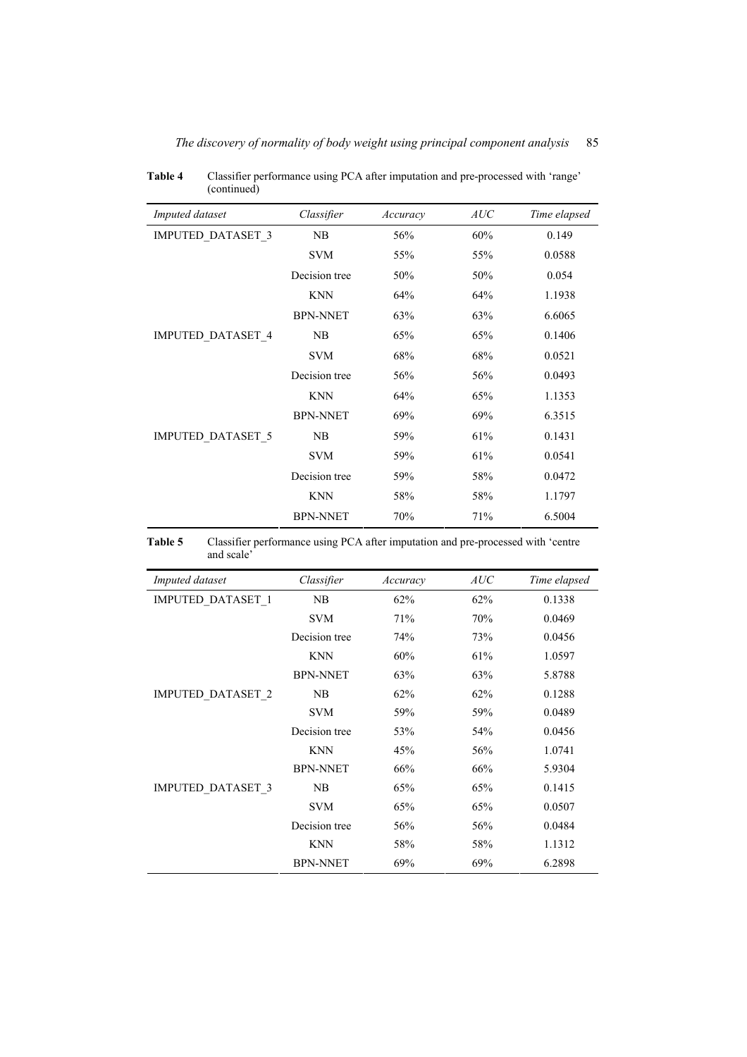**Table 4** Classifier performance using PCA after imputation and pre-processed with 'range' (continued)

| *Imputed dataset* | *Classifier* | *Accuracy* | *AUC* | *Time elapsed* |
|---|---|---|---|---|
| IMPUTED_DATASET_3 | NB | 56% | 60% | 0.149 |
| | SVM | 55% | 55% | 0.0588 |
| | Decision tree | 50% | 50% | 0.054 |
| | KNN | 64% | 64% | 1.1938 |
| | BPN-NNET | 63% | 63% | 6.6065 |
| IMPUTED_DATASET_4 | NB | 65% | 65% | 0.1406 |
| | SVM | 68% | 68% | 0.0521 |
| | Decision tree | 56% | 56% | 0.0493 |
| | KNN | 64% | 65% | 1.1353 |
| | BPN-NNET | 69% | 69% | 6.3515 |
| IMPUTED_DATASET_5 | NB | 59% | 61% | 0.1431 |
| | SVM | 59% | 61% | 0.0541 |
| | Decision tree | 59% | 58% | 0.0472 |
| | KNN | 58% | 58% | 1.1797 |
| | BPN-NNET | 70% | 71% | 6.5004 |

**Table 5** Classifier performance using PCA after imputation and pre-processed with 'centre and scale'

| *Imputed dataset* | *Classifier* | *Accuracy* | *AUC* | *Time elapsed* |
|---|---|---|---|---|
| IMPUTED_DATASET_1 | NB | 62% | 62% | 0.1338 |
| | SVM | 71% | 70% | 0.0469 |
| | Decision tree | 74% | 73% | 0.0456 |
| | KNN | 60% | 61% | 1.0597 |
| | BPN-NNET | 63% | 63% | 5.8788 |
| IMPUTED_DATASET_2 | NB | 62% | 62% | 0.1288 |
| | SVM | 59% | 59% | 0.0489 |
| | Decision tree | 53% | 54% | 0.0456 |
| | KNN | 45% | 56% | 1.0741 |
| | BPN-NNET | 66% | 66% | 5.9304 |
| IMPUTED_DATASET_3 | NB | 65% | 65% | 0.1415 |
| | SVM | 65% | 65% | 0.0507 |
| | Decision tree | 56% | 56% | 0.0484 |
| | KNN | 58% | 58% | 1.1312 |
| | BPN-NNET | 69% | 69% | 6.2898 |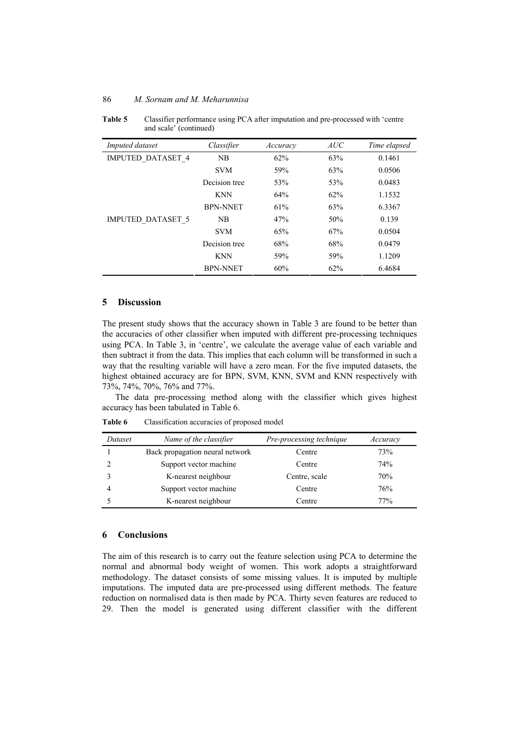**Table 5** Classifier performance using PCA after imputation and pre-processed with 'centre and scale' (continued)

| *Imputed dataset* | *Classifier* | *Accuracy* | *AUC* | *Time elapsed* |
|---|---|---|---|---|
| IMPUTED_DATASET_4 | NB | 62% | 63% | 0.1461 |
| | SVM | 59% | 63% | 0.0506 |
| | Decision tree | 53% | 53% | 0.0483 |
| | KNN | 64% | 62% | 1.1532 |
| | BPN-NNET | 61% | 63% | 6.3367 |
| IMPUTED_DATASET_5 | NB | 47% | 50% | 0.139 |
| | SVM | 65% | 67% | 0.0504 |
| | Decision tree | 68% | 68% | 0.0479 |
| | KNN | 59% | 59% | 1.1209 |
| | BPN-NNET | 60% | 62% | 6.4684 |

## 5 Discussion

The present study shows that the accuracy shown in Table 3 are found to be better than the accuracies of other classifier when imputed with different pre-processing techniques using PCA. In Table 3, in 'centre', we calculate the average value of each variable and then subtract it from the data. This implies that each column will be transformed in such a way that the resulting variable will have a zero mean. For the five imputed datasets, the highest obtained accuracy are for BPN, SVM, KNN, SVM and KNN respectively with 73%, 74%, 70%, 76% and 77%.

The data pre-processing method along with the classifier which gives highest accuracy has been tabulated in Table 6.

**Table 6** Classification accuracies of proposed model

| *Dataset* | *Name of the classifier* | *Pre-processing technique* | *Accuracy* |
|---|---|---|---|
| 1 | Back propagation neural network | Centre | 73% |
| 2 | Support vector machine | Centre | 74% |
| 3 | K-nearest neighbour | Centre, scale | 70% |
| 4 | Support vector machine | Centre | 76% |
| 5 | K-nearest neighbour | Centre | 77% |

## 6 Conclusions

The aim of this research is to carry out the feature selection using PCA to determine the normal and abnormal body weight of women. This work adopts a straightforward methodology. The dataset consists of some missing values. It is imputed by multiple imputations. The imputed data are pre-processed using different methods. The feature reduction on normalised data is then made by PCA. Thirty seven features are reduced to 29. Then the model is generated using different classifier with the different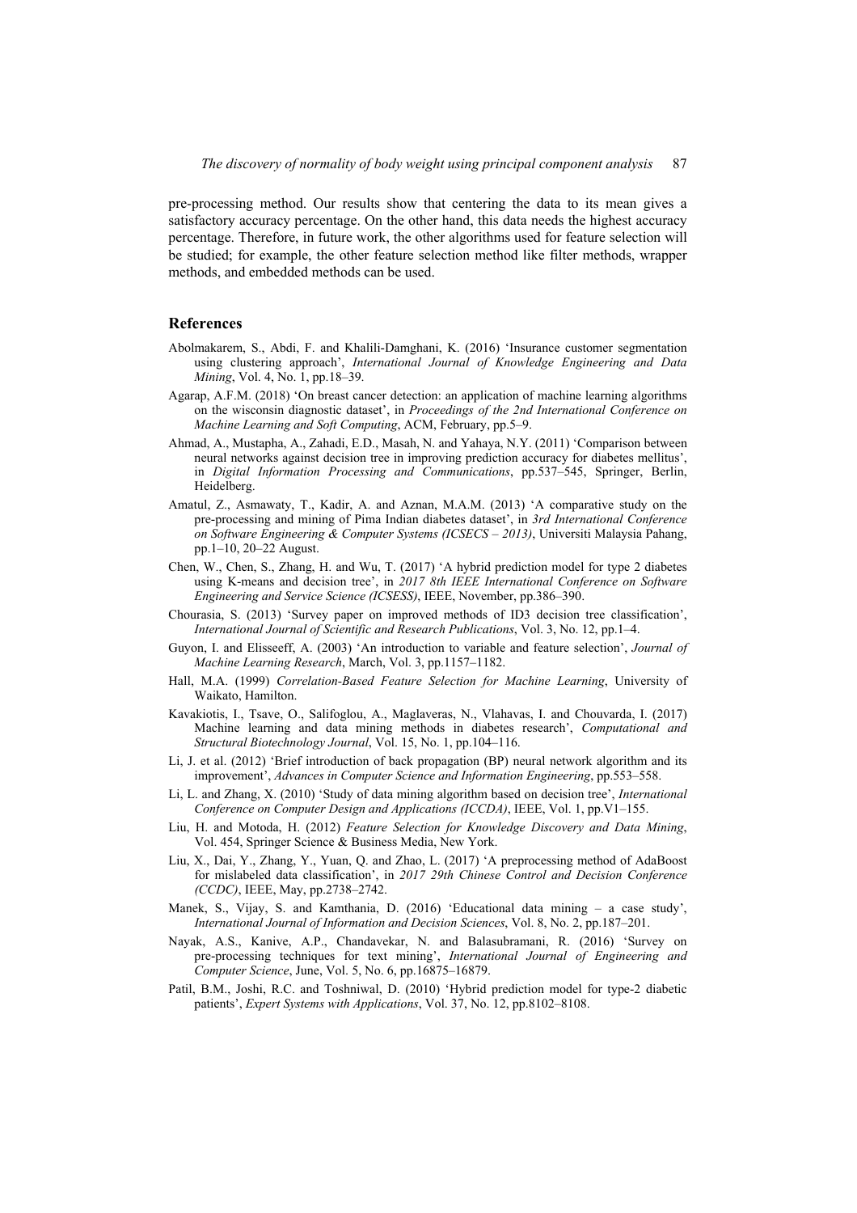pre-processing method. Our results show that centering the data to its mean gives a satisfactory accuracy percentage. On the other hand, this data needs the highest accuracy percentage. Therefore, in future work, the other algorithms used for feature selection will be studied; for example, the other feature selection method like filter methods, wrapper methods, and embedded methods can be used.

## References

Abolmakarem, S., Abdi, F. and Khalili-Damghani, K. (2016) 'Insurance customer segmentation using clustering approach', *International Journal of Knowledge Engineering and Data Mining*, Vol. 4, No. 1, pp.18–39.

Agarap, A.F.M. (2018) 'On breast cancer detection: an application of machine learning algorithms on the wisconsin diagnostic dataset', in *Proceedings of the 2nd International Conference on Machine Learning and Soft Computing*, ACM, February, pp.5–9.

Ahmad, A., Mustapha, A., Zahadi, E.D., Masah, N. and Yahaya, N.Y. (2011) 'Comparison between neural networks against decision tree in improving prediction accuracy for diabetes mellitus', in *Digital Information Processing and Communications*, pp.537–545, Springer, Berlin, Heidelberg.

Amatul, Z., Asmawaty, T., Kadir, A. and Aznan, M.A.M. (2013) 'A comparative study on the pre-processing and mining of Pima Indian diabetes dataset', in *3rd International Conference on Software Engineering & Computer Systems (ICSECS – 2013)*, Universiti Malaysia Pahang, pp.1–10, 20–22 August.

Chen, W., Chen, S., Zhang, H. and Wu, T. (2017) 'A hybrid prediction model for type 2 diabetes using K-means and decision tree', in *2017 8th IEEE International Conference on Software Engineering and Service Science (ICSESS)*, IEEE, November, pp.386–390.

Chourasia, S. (2013) 'Survey paper on improved methods of ID3 decision tree classification', *International Journal of Scientific and Research Publications*, Vol. 3, No. 12, pp.1–4.

Guyon, I. and Elisseeff, A. (2003) 'An introduction to variable and feature selection', *Journal of Machine Learning Research*, March, Vol. 3, pp.1157–1182.

Hall, M.A. (1999) *Correlation-Based Feature Selection for Machine Learning*, University of Waikato, Hamilton.

Kavakiotis, I., Tsave, O., Salifoglou, A., Maglaveras, N., Vlahavas, I. and Chouvarda, I. (2017) Machine learning and data mining methods in diabetes research', *Computational and Structural Biotechnology Journal*, Vol. 15, No. 1, pp.104–116.

Li, J. et al. (2012) 'Brief introduction of back propagation (BP) neural network algorithm and its improvement', *Advances in Computer Science and Information Engineering*, pp.553–558.

Li, L. and Zhang, X. (2010) 'Study of data mining algorithm based on decision tree', *International Conference on Computer Design and Applications (ICCDA)*, IEEE, Vol. 1, pp.V1–155.

Liu, H. and Motoda, H. (2012) *Feature Selection for Knowledge Discovery and Data Mining*, Vol. 454, Springer Science & Business Media, New York.

Liu, X., Dai, Y., Zhang, Y., Yuan, Q. and Zhao, L. (2017) 'A preprocessing method of AdaBoost for mislabeled data classification', in *2017 29th Chinese Control and Decision Conference (CCDC)*, IEEE, May, pp.2738–2742.

Manek, S., Vijay, S. and Kamthania, D. (2016) 'Educational data mining – a case study', *International Journal of Information and Decision Sciences*, Vol. 8, No. 2, pp.187–201.

Nayak, A.S., Kanive, A.P., Chandavekar, N. and Balasubramani, R. (2016) 'Survey on pre-processing techniques for text mining', *International Journal of Engineering and Computer Science*, June, Vol. 5, No. 6, pp.16875–16879.

Patil, B.M., Joshi, R.C. and Toshniwal, D. (2010) 'Hybrid prediction model for type-2 diabetic patients', *Expert Systems with Applications*, Vol. 37, No. 12, pp.8102–8108.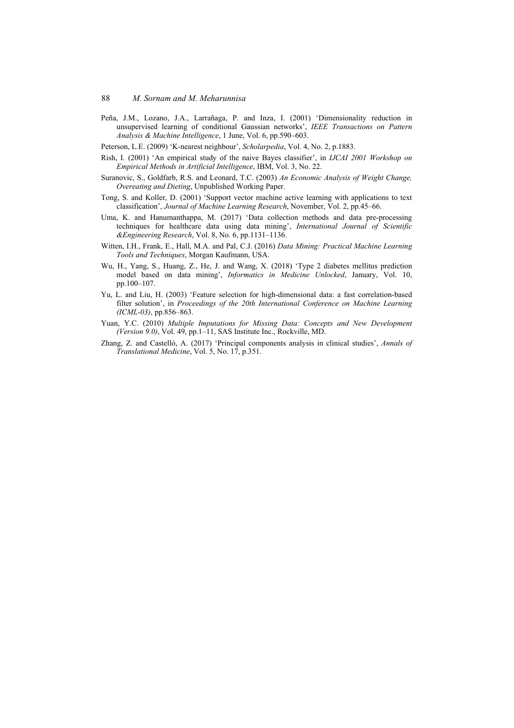Peña, J.M., Lozano, J.A., Larrañaga, P. and Inza, I. (2001) 'Dimensionality reduction in unsupervised learning of conditional Gaussian networks', *IEEE Transactions on Pattern Analysis & Machine Intelligence*, 1 June, Vol. 6, pp.590–603.

Peterson, L.E. (2009) 'K-nearest neighbour', *Scholarpedia*, Vol. 4, No. 2, p.1883.

Rish, I. (2001) 'An empirical study of the naive Bayes classifier', in *IJCAI 2001 Workshop on Empirical Methods in Artificial Intelligence*, IBM, Vol. 3, No. 22.

Suranovic, S., Goldfarb, R.S. and Leonard, T.C. (2003) *An Economic Analysis of Weight Change, Overeating and Dieting*, Unpublished Working Paper.

Tong, S. and Koller, D. (2001) 'Support vector machine active learning with applications to text classification', *Journal of Machine Learning Research*, November, Vol. 2, pp.45–66.

Uma, K. and Hanumanthappa, M. (2017) 'Data collection methods and data pre-processing techniques for healthcare data using data mining', *International Journal of Scientific &Engineering Research*, Vol. 8, No. 6, pp.1131–1136.

Witten, I.H., Frank, E., Hall, M.A. and Pal, C.J. (2016) *Data Mining: Practical Machine Learning Tools and Techniques*, Morgan Kaufmann, USA.

Wu, H., Yang, S., Huang, Z., He, J. and Wang, X. (2018) 'Type 2 diabetes mellitus prediction model based on data mining', *Informatics in Medicine Unlocked*, January, Vol. 10, pp.100–107.

Yu, L. and Liu, H. (2003) 'Feature selection for high-dimensional data: a fast correlation-based filter solution', in *Proceedings of the 20th International Conference on Machine Learning (ICML-03)*, pp.856–863.

Yuan, Y.C. (2010) *Multiple Imputations for Missing Data: Concepts and New Development (Version 9.0)*, Vol. 49, pp.1–11, SAS Institute Inc., Rockville, MD.

Zhang, Z. and Castelló, A. (2017) 'Principal components analysis in clinical studies', *Annals of Translational Medicine*, Vol. 5, No. 17, p.351.